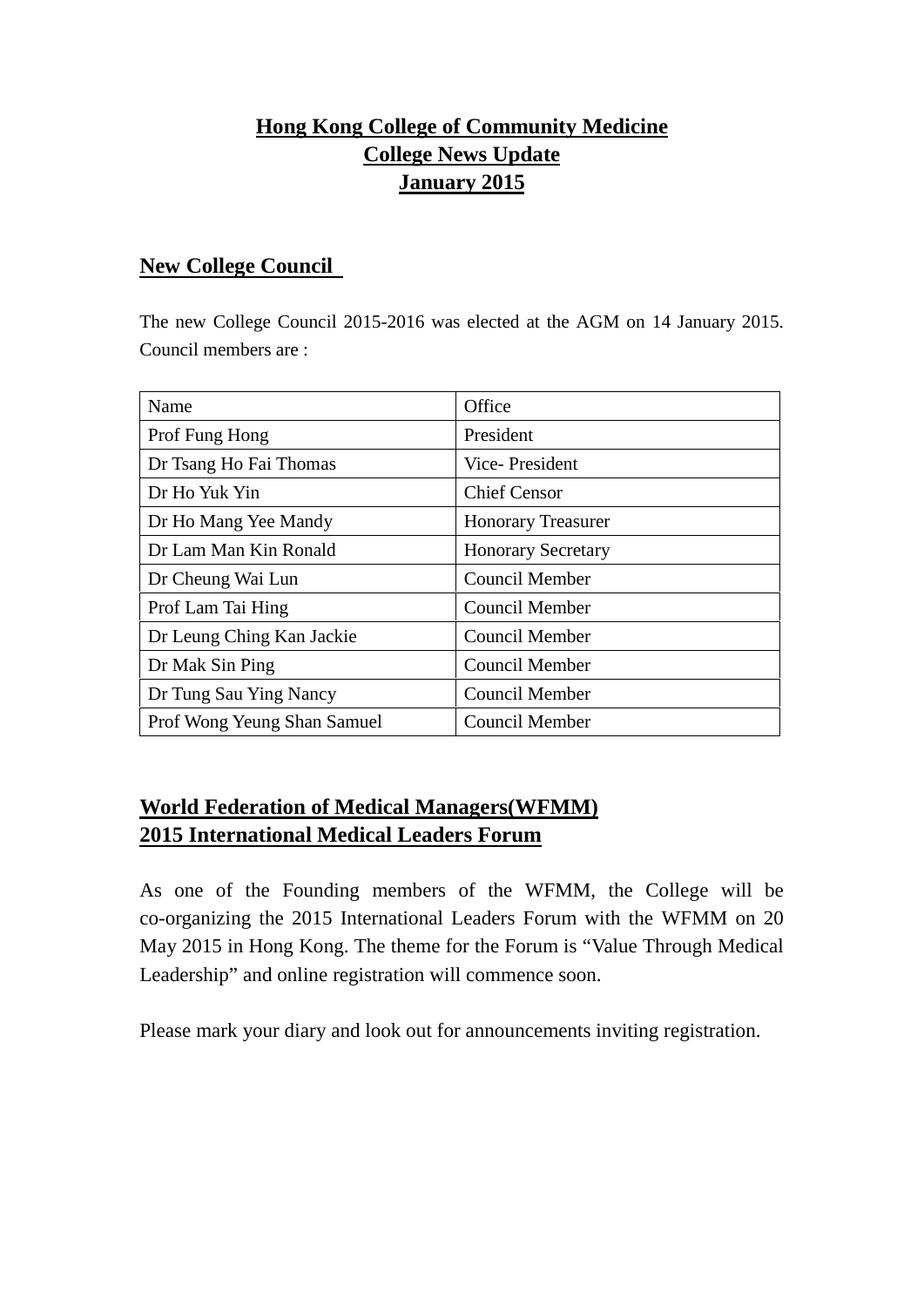# Hong Kong College of Community Medicine
# College News Update
# January 2015

## New College Council

The new College Council 2015-2016 was elected at the AGM on 14 January 2015. Council members are :

| Name | Office |
| --- | --- |
| Prof Fung Hong | President |
| Dr Tsang Ho Fai Thomas | Vice- President |
| Dr Ho Yuk Yin | Chief Censor |
| Dr Ho Mang Yee Mandy | Honorary Treasurer |
| Dr Lam Man Kin Ronald | Honorary Secretary |
| Dr Cheung Wai Lun | Council Member |
| Prof Lam Tai Hing | Council Member |
| Dr Leung Ching Kan Jackie | Council Member |
| Dr Mak Sin Ping | Council Member |
| Dr Tung Sau Ying Nancy | Council Member |
| Prof Wong Yeung Shan Samuel | Council Member |

## World Federation of Medical Managers(WFMM) 2015 International Medical Leaders Forum

As one of the Founding members of the WFMM, the College will be co-organizing the 2015 International Leaders Forum with the WFMM on 20 May 2015 in Hong Kong. The theme for the Forum is "Value Through Medical Leadership" and online registration will commence soon.

Please mark your diary and look out for announcements inviting registration.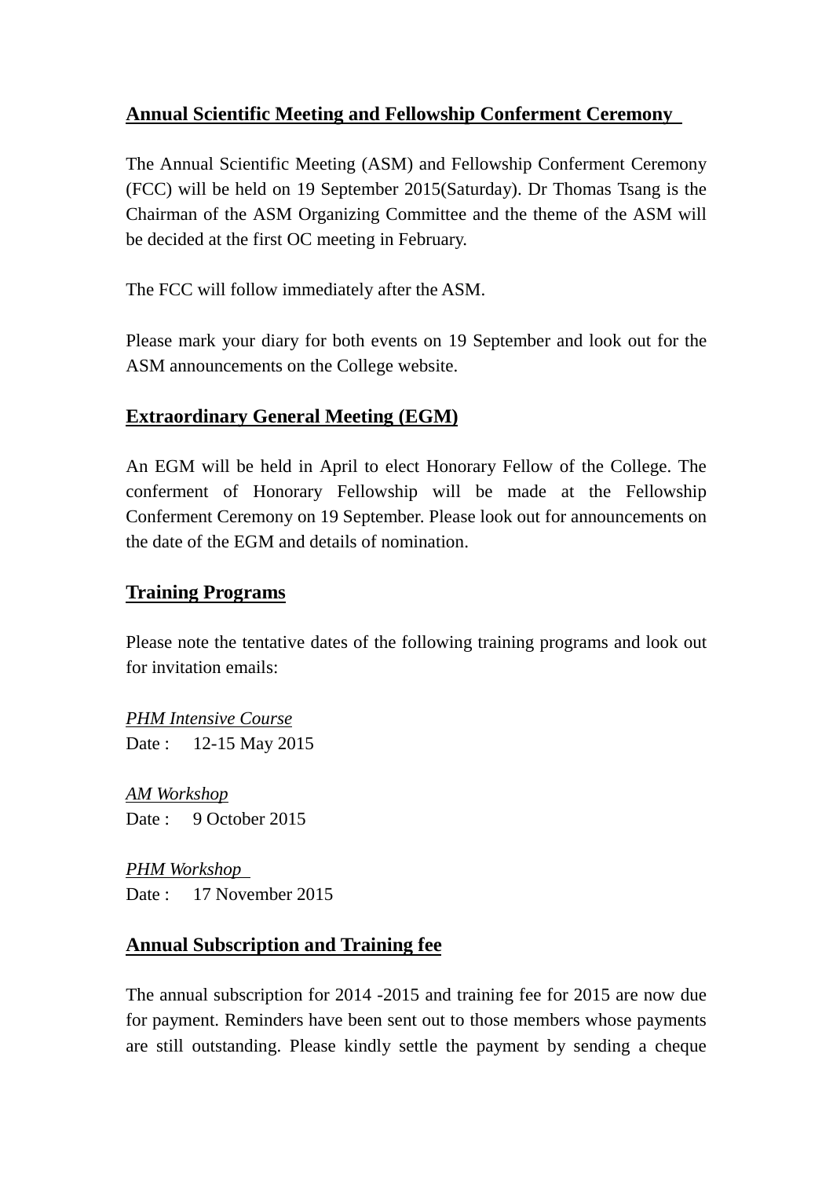## Annual Scientific Meeting and Fellowship Conferment Ceremony

The Annual Scientific Meeting (ASM) and Fellowship Conferment Ceremony (FCC) will be held on 19 September 2015(Saturday). Dr Thomas Tsang is the Chairman of the ASM Organizing Committee and the theme of the ASM will be decided at the first OC meeting in February.

The FCC will follow immediately after the ASM.

Please mark your diary for both events on 19 September and look out for the ASM announcements on the College website.

## Extraordinary General Meeting (EGM)

An EGM will be held in April to elect Honorary Fellow of the College. The conferment of Honorary Fellowship will be made at the Fellowship Conferment Ceremony on 19 September. Please look out for announcements on the date of the EGM and details of nomination.

## Training Programs

Please note the tentative dates of the following training programs and look out for invitation emails:

*PHM Intensive Course*
Date : 12-15 May 2015

*AM Workshop*
Date : 9 October 2015

*PHM Workshop*
Date : 17 November 2015

## Annual Subscription and Training fee

The annual subscription for 2014 -2015 and training fee for 2015 are now due for payment. Reminders have been sent out to those members whose payments are still outstanding. Please kindly settle the payment by sending a cheque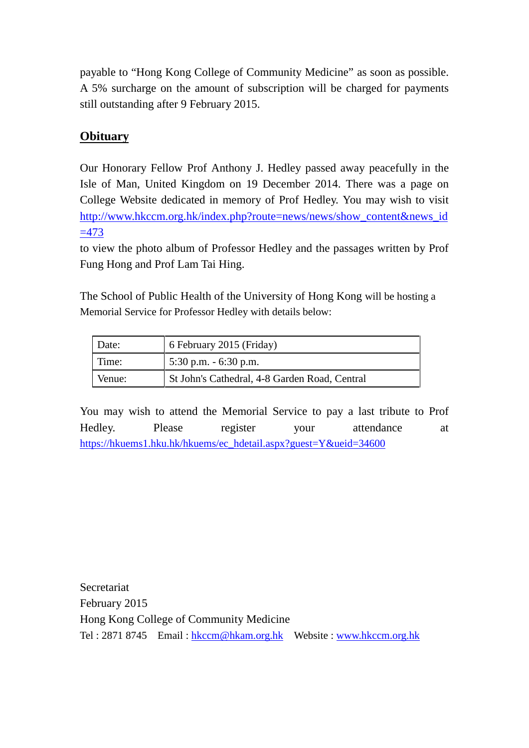payable to "Hong Kong College of Community Medicine" as soon as possible. A 5% surcharge on the amount of subscription will be charged for payments still outstanding after 9 February 2015.

## Obituary

Our Honorary Fellow Prof Anthony J. Hedley passed away peacefully in the Isle of Man, United Kingdom on 19 December 2014. There was a page on College Website dedicated in memory of Prof Hedley. You may wish to visit http://www.hkccm.org.hk/index.php?route=news/news/show_content&news_id=473
to view the photo album of Professor Hedley and the passages written by Prof Fung Hong and Prof Lam Tai Hing.

The School of Public Health of the University of Hong Kong will be hosting a Memorial Service for Professor Hedley with details below:

| | |
|---|---|
| Date: | 6 February 2015 (Friday) |
| Time: | 5:30 p.m. - 6:30 p.m. |
| Venue: | St John's Cathedral, 4-8 Garden Road, Central |

You may wish to attend the Memorial Service to pay a last tribute to Prof Hedley. Please register your attendance at https://hkuems1.hku.hk/hkuems/ec_hdetail.aspx?guest=Y&ueid=34600

Secretariat
February 2015
Hong Kong College of Community Medicine
Tel : 2871 8745 Email : hkccm@hkam.org.hk Website : www.hkccm.org.hk